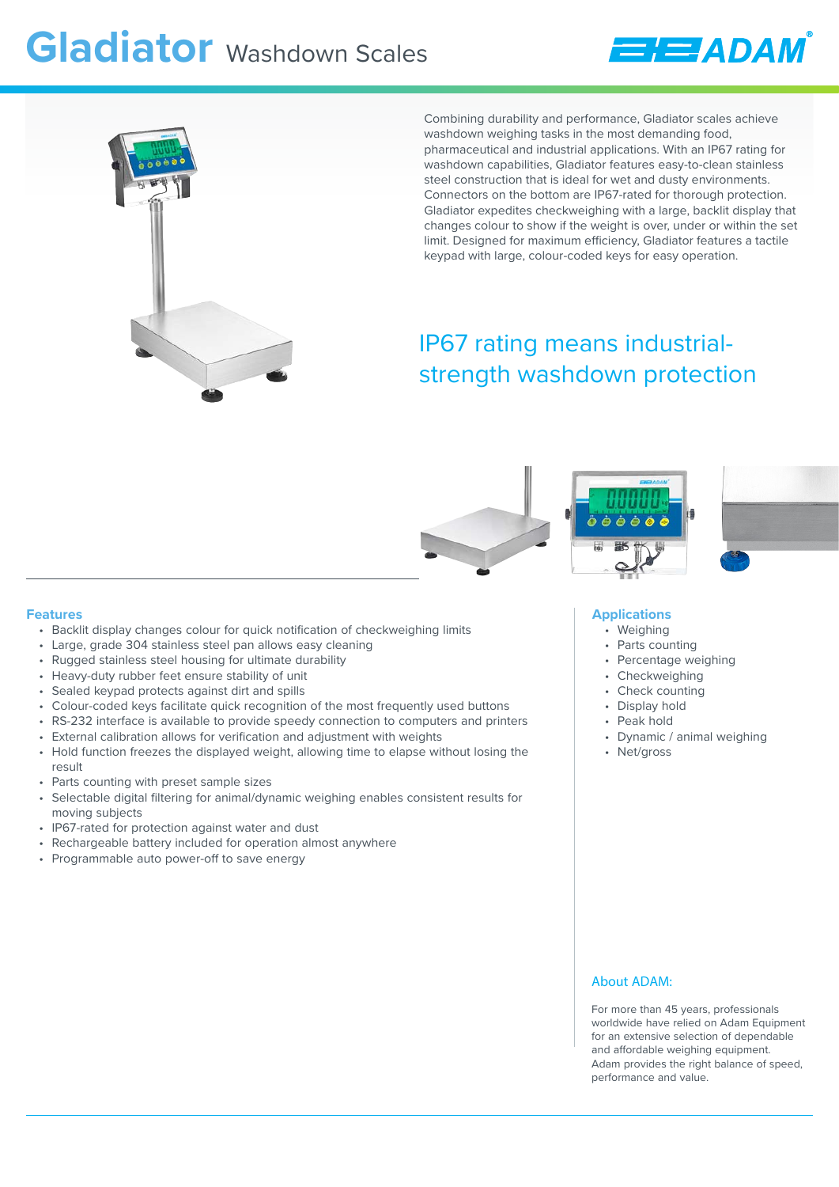# Gladiator Washdown Scales

Combining durability and performance, Gladiator scales achieve washdown weighing tasks in the most demanding food, pharmaceutical and industrial applications. With an IP67 rating for washdown capabilities, Gladiator features easy-to-clean stainless steel construction that is ideal for wet and dusty environments. Connectors on the bottom are IP67-rated for thorough protection. Gladiator expedites checkweighing with a large, backlit display that changes colour to show if the weight is over, under or within the set limit. Designed for maximum efficiency, Gladiator features a tactile keypad with large, colour-coded keys for easy operation.

## IP67 rating means industrial-strength washdown protection

### Features

- Backlit display changes colour for quick notification of checkweighing limits
- Large, grade 304 stainless steel pan allows easy cleaning
- Rugged stainless steel housing for ultimate durability
- Heavy-duty rubber feet ensure stability of unit
- Sealed keypad protects against dirt and spills
- Colour-coded keys facilitate quick recognition of the most frequently used buttons
- RS-232 interface is available to provide speedy connection to computers and printers
- External calibration allows for verification and adjustment with weights
- Hold function freezes the displayed weight, allowing time to elapse without losing the result
- Parts counting with preset sample sizes
- Selectable digital filtering for animal/dynamic weighing enables consistent results for moving subjects
- IP67-rated for protection against water and dust
- Rechargeable battery included for operation almost anywhere
- Programmable auto power-off to save energy

### Applications

- Weighing
- Parts counting
- Percentage weighing
- Checkweighing
- Check counting
- Display hold
- Peak hold
- Dynamic / animal weighing
- Net/gross

### About ADAM:

For more than 45 years, professionals worldwide have relied on Adam Equipment for an extensive selection of dependable and affordable weighing equipment. Adam provides the right balance of speed, performance and value.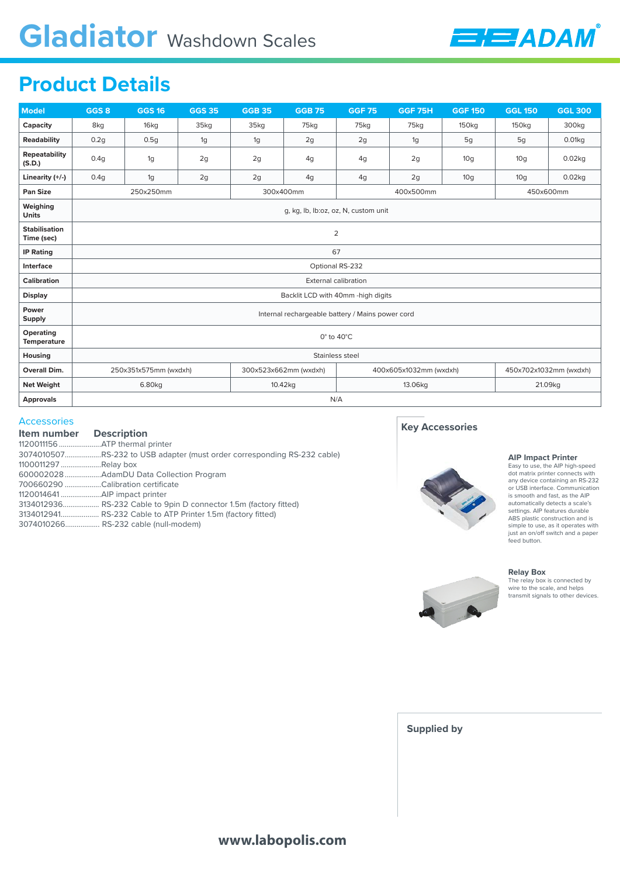# Gladiator Washdown Scales

## Product Details

| Model | GGS 8 | GGS 16 | GGS 35 | GGB 35 | GGB 75 | GGF 75 | GGF 75H | GGF 150 | GGL 150 | GGL 300 |
|---|---|---|---|---|---|---|---|---|---|---|
| Capacity | 8kg | 16kg | 35kg | 35kg | 75kg | 75kg | 75kg | 150kg | 150kg | 300kg |
| Readability | 0.2g | 0.5g | 1g | 1g | 2g | 2g | 1g | 5g | 5g | 0.01kg |
| Repeatability (S.D.) | 0.4g | 1g | 2g | 2g | 4g | 4g | 2g | 10g | 10g | 0.02kg |
| Linearity (+/-) | 0.4g | 1g | 2g | 2g | 4g | 4g | 2g | 10g | 10g | 0.02kg |
| Pan Size | 250x250mm | | | 300x400mm | | 400x500mm | | | 450x600mm | |
| Weighing Units | g, kg, lb, lb:oz, oz, N, custom unit | | | | | | | | | |
| Stabilisation Time (sec) | 2 | | | | | | | | | |
| IP Rating | 67 | | | | | | | | | |
| Interface | Optional RS-232 | | | | | | | | | |
| Calibration | External calibration | | | | | | | | | |
| Display | Backlit LCD with 40mm -high digits | | | | | | | | | |
| Power Supply | Internal rechargeable battery / Mains power cord | | | | | | | | | |
| Operating Temperature | 0° to 40°C | | | | | | | | | |
| Housing | Stainless steel | | | | | | | | | |
| Overall Dim. | 250x351x575mm (wxdxh) | | | 300x523x662mm (wxdxh) | | 400x605x1032mm (wxdxh) | | | 450x702x1032mm (wxdxh) | |
| Net Weight | 6.80kg | | | 10.42kg | | 13.06kg | | | 21.09kg | |
| Approvals | N/A | | | | | | | | | |

### Accessories

**Item number — Description**

- 1120011156 ....................ATP thermal printer
- 3074010507....................RS-232 to USB adapter (must order corresponding RS-232 cable)
- 1100011297 ....................Relay box
- 600002028 ....................AdamDU Data Collection Program
- 700660290 ....................Calibration certificate
- 1120014641 ....................AIP impact printer
- 3134012936.................... RS-232 Cable to 9pin D connector 1.5m (factory fitted)
- 3134012941.................... RS-232 Cable to ATP Printer 1.5m (factory fitted)
- 3074010266.................... RS-232 cable (null-modem)

### Key Accessories

**AIP Impact Printer**
Easy to use, the AIP high-speed dot matrix printer connects with any device containing an RS-232 or USB interface. Communication is smooth and fast, as the AIP automatically detects a scale's settings. AIP features durable ABS plastic construction and is simple to use, as it operates with just an on/off switch and a paper feed button.

**Relay Box**
The relay box is connected by wire to the scale, and helps transmit signals to other devices.

### Supplied by

www.labopolis.com